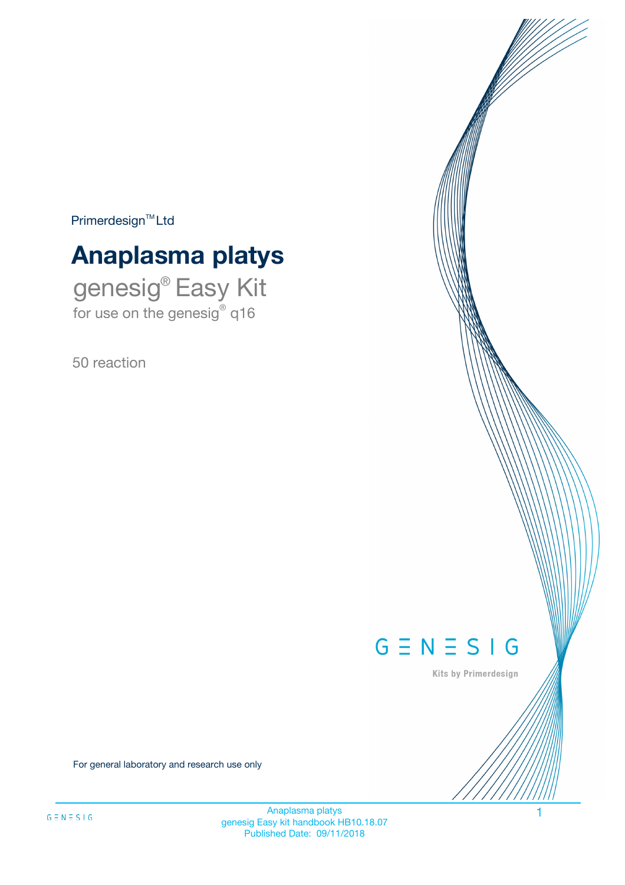Primerdesign™ Ltd

# Anaplasma platys

## genesig® Easy Kit

for use on the genesig® q16

50 reaction

GENESIG

Kits by Primerdesign

For general laboratory and research use only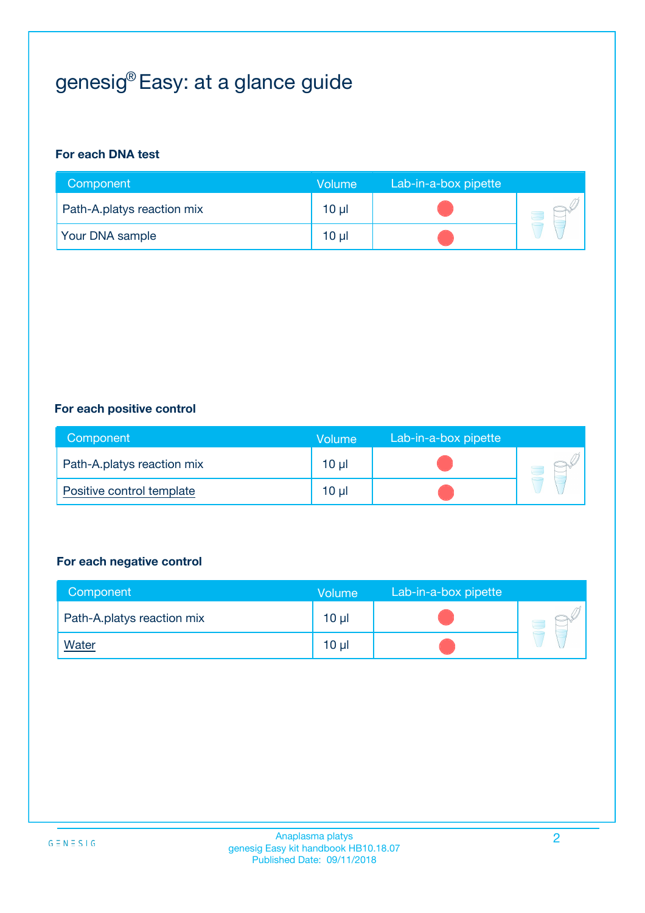# genesig® Easy: at a glance guide

### For each DNA test

| Component | Volume | Lab-in-a-box pipette |
|---|---|---|
| Path-A.platys reaction mix | 10 µl | |
| Your DNA sample | 10 µl | |

### For each positive control

| Component | Volume | Lab-in-a-box pipette |
|---|---|---|
| Path-A.platys reaction mix | 10 µl | |
| Positive control template | 10 µl | |

### For each negative control

| Component | Volume | Lab-in-a-box pipette |
|---|---|---|
| Path-A.platys reaction mix | 10 µl | |
| Water | 10 µl | |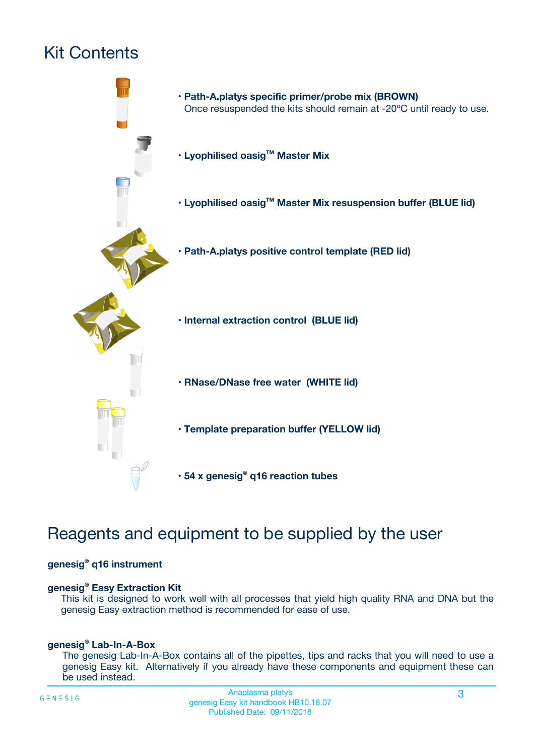# Kit Contents

- **Path-A.platys specific primer/probe mix (BROWN)**
  Once resuspended the kits should remain at -20ºC until ready to use.
- **Lyophilised oasig™ Master Mix**
- **Lyophilised oasig™ Master Mix resuspension buffer (BLUE lid)**
- **Path-A.platys positive control template (RED lid)**
- **Internal extraction control (BLUE lid)**
- **RNase/DNase free water (WHITE lid)**
- **Template preparation buffer (YELLOW lid)**
- **54 x genesig® q16 reaction tubes**

# Reagents and equipment to be supplied by the user

**genesig® q16 instrument**

**genesig® Easy Extraction Kit**
This kit is designed to work well with all processes that yield high quality RNA and DNA but the genesig Easy extraction method is recommended for ease of use.

**genesig® Lab-In-A-Box**
The genesig Lab-In-A-Box contains all of the pipettes, tips and racks that you will need to use a genesig Easy kit. Alternatively if you already have these components and equipment these can be used instead.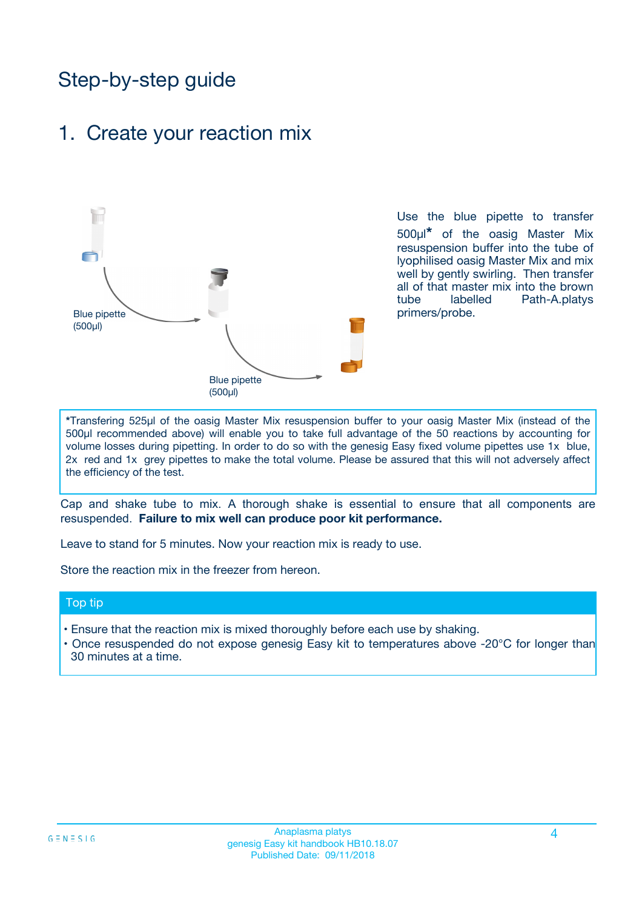# Step-by-step guide

## 1. Create your reaction mix

Blue pipette (500µl)

Blue pipette (500µl)

Use the blue pipette to transfer 500µl* of the oasig Master Mix resuspension buffer into the tube of lyophilised oasig Master Mix and mix well by gently swirling. Then transfer all of that master mix into the brown tube labelled Path-A.platys primers/probe.

*Transfering 525µl of the oasig Master Mix resuspension buffer to your oasig Master Mix (instead of the 500µl recommended above) will enable you to take full advantage of the 50 reactions by accounting for volume losses during pipetting. In order to do so with the genesig Easy fixed volume pipettes use 1x blue, 2x red and 1x grey pipettes to make the total volume. Please be assured that this will not adversely affect the efficiency of the test.

Cap and shake tube to mix. A thorough shake is essential to ensure that all components are resuspended. **Failure to mix well can produce poor kit performance.**

Leave to stand for 5 minutes. Now your reaction mix is ready to use.

Store the reaction mix in the freezer from hereon.

### Top tip

- Ensure that the reaction mix is mixed thoroughly before each use by shaking.
- Once resuspended do not expose genesig Easy kit to temperatures above -20°C for longer than 30 minutes at a time.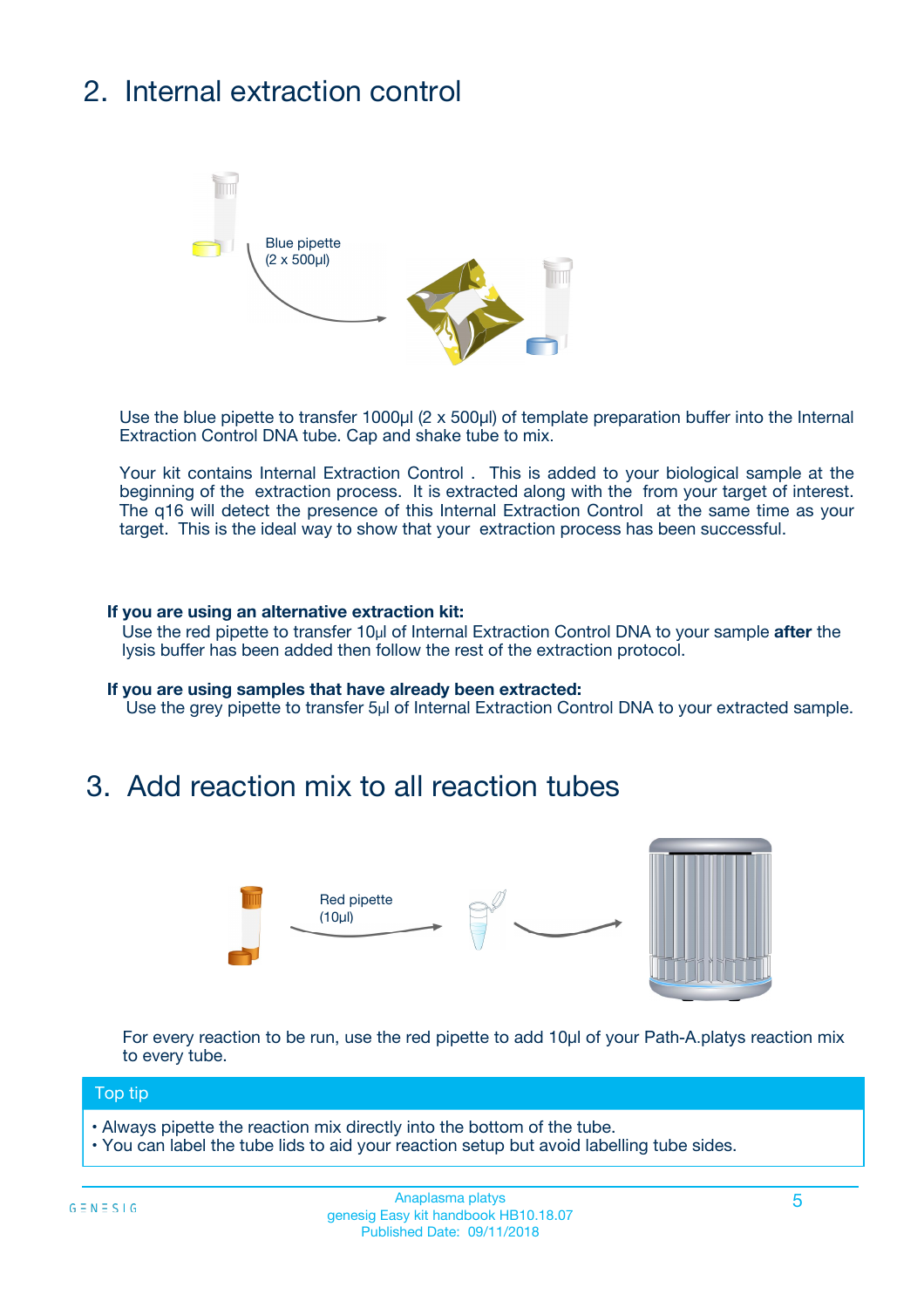## 2. Internal extraction control

Blue pipette
(2 x 500µl)

Use the blue pipette to transfer 1000µl (2 x 500µl) of template preparation buffer into the Internal Extraction Control DNA tube. Cap and shake tube to mix.

Your kit contains Internal Extraction Control . This is added to your biological sample at the beginning of the extraction process. It is extracted along with the from your target of interest. The q16 will detect the presence of this Internal Extraction Control at the same time as your target. This is the ideal way to show that your extraction process has been successful.

**If you are using an alternative extraction kit:**
Use the red pipette to transfer 10µl of Internal Extraction Control DNA to your sample **after** the lysis buffer has been added then follow the rest of the extraction protocol.

**If you are using samples that have already been extracted:**
Use the grey pipette to transfer 5µl of Internal Extraction Control DNA to your extracted sample.

## 3. Add reaction mix to all reaction tubes

Red pipette
(10µl)

For every reaction to be run, use the red pipette to add 10µl of your Path-A.platys reaction mix to every tube.

**Top tip**

- Always pipette the reaction mix directly into the bottom of the tube.
- You can label the tube lids to aid your reaction setup but avoid labelling tube sides.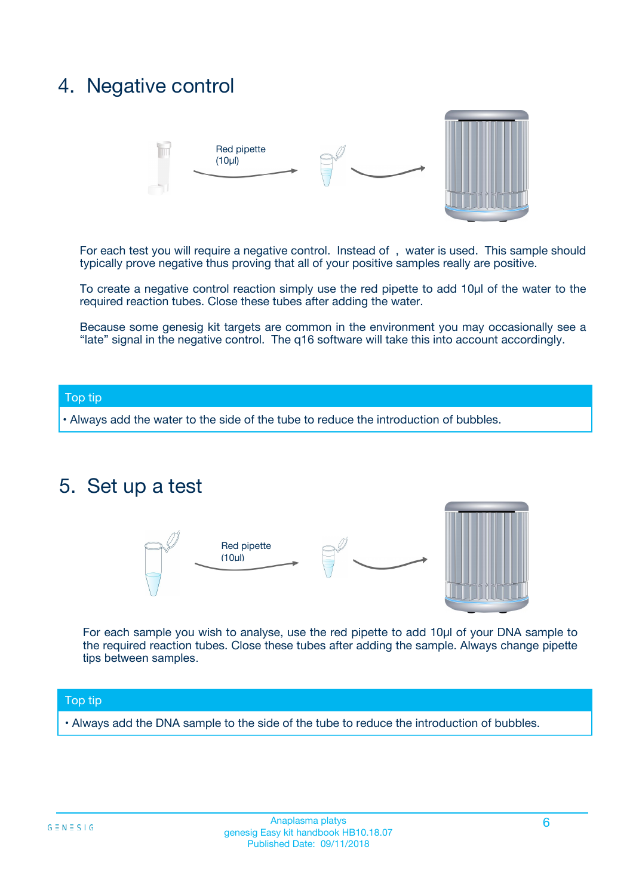## 4. Negative control

Red pipette (10µl)

For each test you will require a negative control. Instead of , water is used. This sample should typically prove negative thus proving that all of your positive samples really are positive.

To create a negative control reaction simply use the red pipette to add 10µl of the water to the required reaction tubes. Close these tubes after adding the water.

Because some genesig kit targets are common in the environment you may occasionally see a "late" signal in the negative control. The q16 software will take this into account accordingly.

**Top tip**

- Always add the water to the side of the tube to reduce the introduction of bubbles.

## 5. Set up a test

Red pipette (10µl)

For each sample you wish to analyse, use the red pipette to add 10µl of your DNA sample to the required reaction tubes. Close these tubes after adding the sample. Always change pipette tips between samples.

**Top tip**

- Always add the DNA sample to the side of the tube to reduce the introduction of bubbles.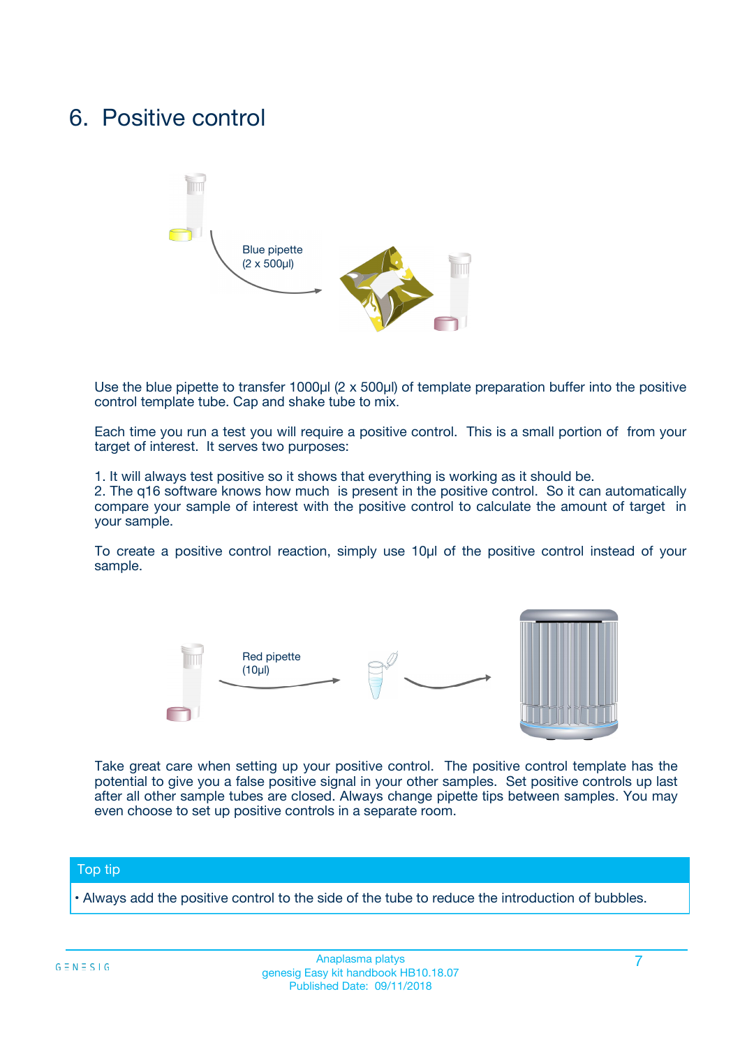# 6. Positive control

Blue pipette
(2 x 500µl)

Use the blue pipette to transfer 1000µl (2 x 500µl) of template preparation buffer into the positive control template tube. Cap and shake tube to mix.

Each time you run a test you will require a positive control. This is a small portion of from your target of interest. It serves two purposes:

1. It will always test positive so it shows that everything is working as it should be.
2. The q16 software knows how much is present in the positive control. So it can automatically compare your sample of interest with the positive control to calculate the amount of target in your sample.

To create a positive control reaction, simply use 10µl of the positive control instead of your sample.

Red pipette
(10µl)

Take great care when setting up your positive control. The positive control template has the potential to give you a false positive signal in your other samples. Set positive controls up last after all other sample tubes are closed. Always change pipette tips between samples. You may even choose to set up positive controls in a separate room.

**Top tip**

- Always add the positive control to the side of the tube to reduce the introduction of bubbles.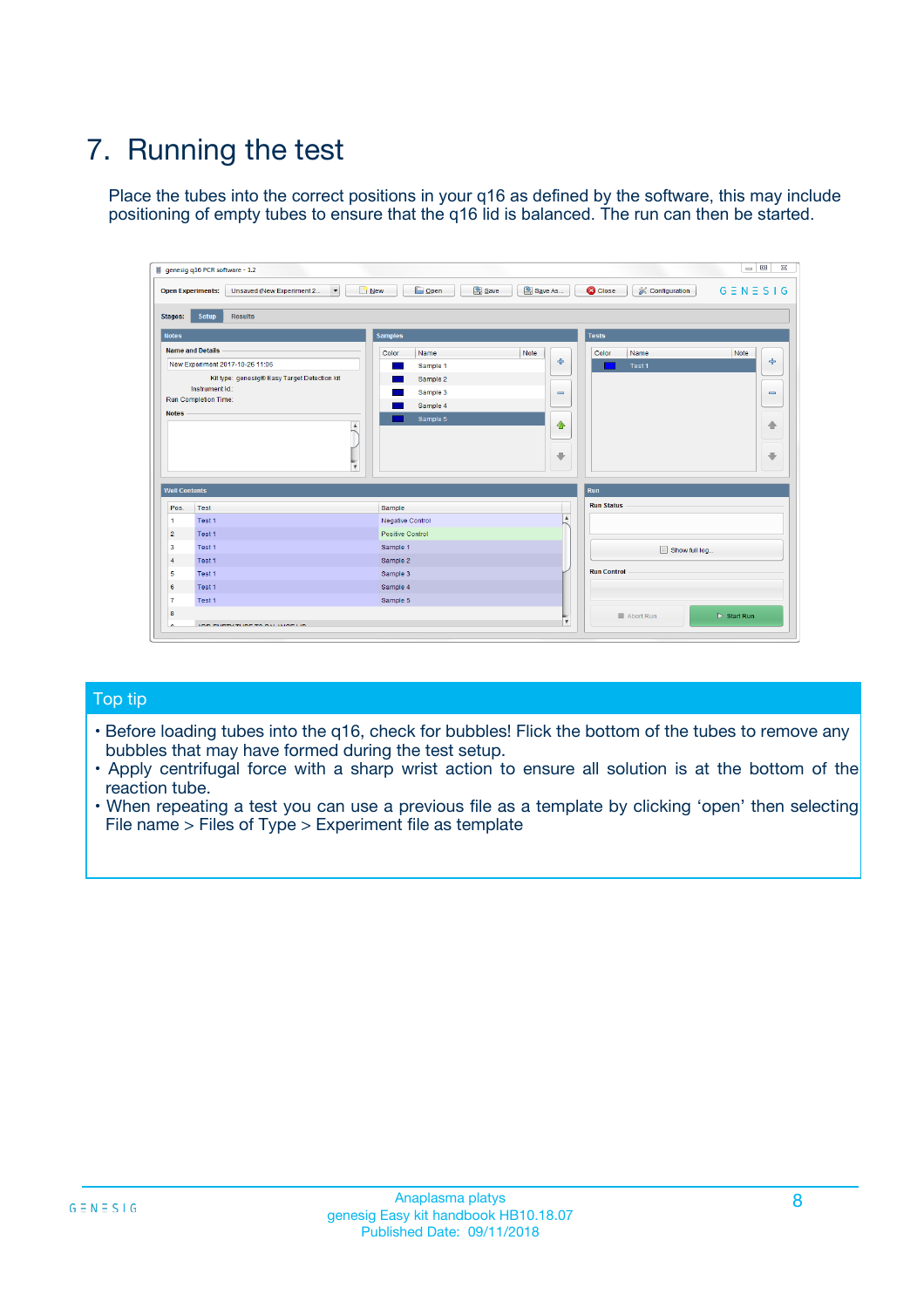# 7. Running the test

Place the tubes into the correct positions in your q16 as defined by the software, this may include positioning of empty tubes to ensure that the q16 lid is balanced. The run can then be started.

## Top tip

- Before loading tubes into the q16, check for bubbles! Flick the bottom of the tubes to remove any bubbles that may have formed during the test setup.
- Apply centrifugal force with a sharp wrist action to ensure all solution is at the bottom of the reaction tube.
- When repeating a test you can use a previous file as a template by clicking 'open' then selecting File name > Files of Type > Experiment file as template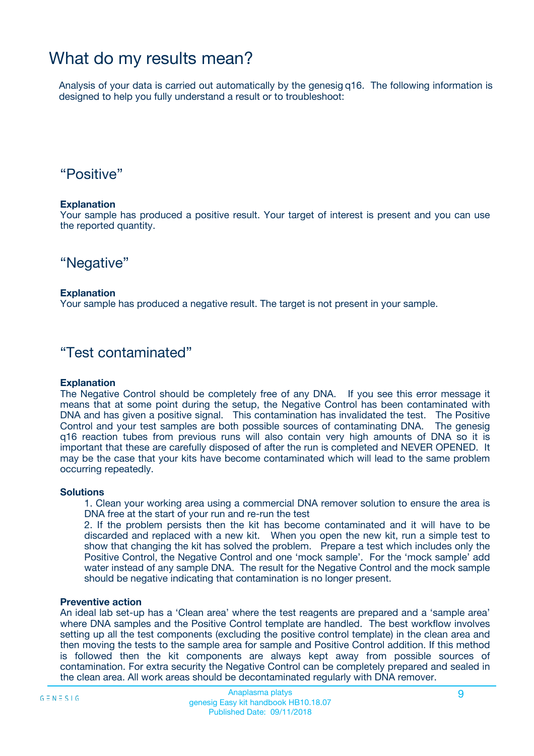# What do my results mean?

Analysis of your data is carried out automatically by the genesig q16. The following information is designed to help you fully understand a result or to troubleshoot:

## "Positive"

**Explanation**

Your sample has produced a positive result. Your target of interest is present and you can use the reported quantity.

## "Negative"

**Explanation**

Your sample has produced a negative result. The target is not present in your sample.

## "Test contaminated"

**Explanation**

The Negative Control should be completely free of any DNA. If you see this error message it means that at some point during the setup, the Negative Control has been contaminated with DNA and has given a positive signal. This contamination has invalidated the test. The Positive Control and your test samples are both possible sources of contaminating DNA. The genesig q16 reaction tubes from previous runs will also contain very high amounts of DNA so it is important that these are carefully disposed of after the run is completed and NEVER OPENED. It may be the case that your kits have become contaminated which will lead to the same problem occurring repeatedly.

**Solutions**

1. Clean your working area using a commercial DNA remover solution to ensure the area is DNA free at the start of your run and re-run the test
2. If the problem persists then the kit has become contaminated and it will have to be discarded and replaced with a new kit. When you open the new kit, run a simple test to show that changing the kit has solved the problem. Prepare a test which includes only the Positive Control, the Negative Control and one 'mock sample'. For the 'mock sample' add water instead of any sample DNA. The result for the Negative Control and the mock sample should be negative indicating that contamination is no longer present.

**Preventive action**

An ideal lab set-up has a 'Clean area' where the test reagents are prepared and a 'sample area' where DNA samples and the Positive Control template are handled. The best workflow involves setting up all the test components (excluding the positive control template) in the clean area and then moving the tests to the sample area for sample and Positive Control addition. If this method is followed then the kit components are always kept away from possible sources of contamination. For extra security the Negative Control can be completely prepared and sealed in the clean area. All work areas should be decontaminated regularly with DNA remover.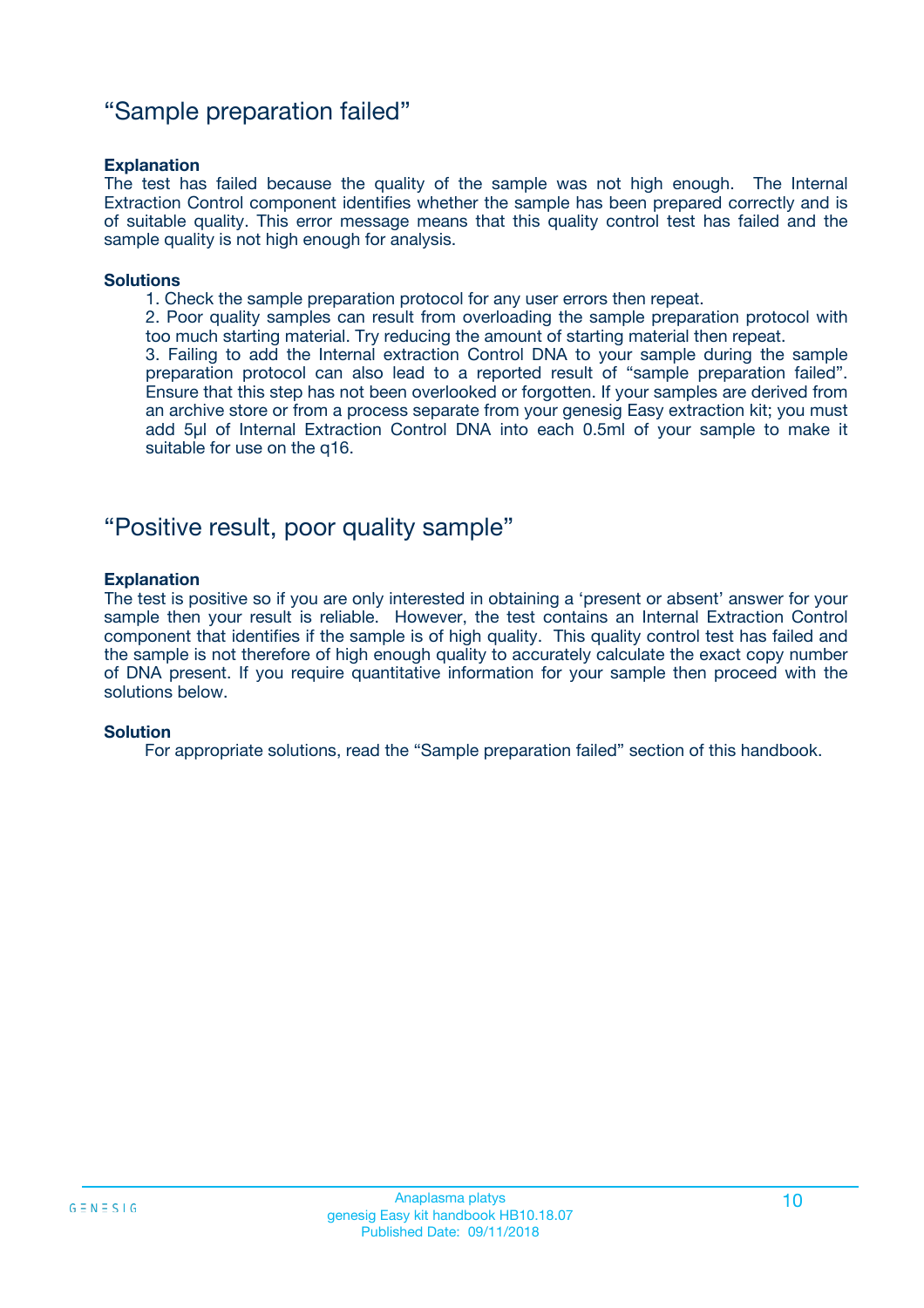## “Sample preparation failed”

**Explanation**

The test has failed because the quality of the sample was not high enough. The Internal Extraction Control component identifies whether the sample has been prepared correctly and is of suitable quality. This error message means that this quality control test has failed and the sample quality is not high enough for analysis.

**Solutions**

1. Check the sample preparation protocol for any user errors then repeat.
2. Poor quality samples can result from overloading the sample preparation protocol with too much starting material. Try reducing the amount of starting material then repeat.
3. Failing to add the Internal extraction Control DNA to your sample during the sample preparation protocol can also lead to a reported result of “sample preparation failed”. Ensure that this step has not been overlooked or forgotten. If your samples are derived from an archive store or from a process separate from your genesig Easy extraction kit; you must add 5µl of Internal Extraction Control DNA into each 0.5ml of your sample to make it suitable for use on the q16.

## “Positive result, poor quality sample”

**Explanation**

The test is positive so if you are only interested in obtaining a ‘present or absent’ answer for your sample then your result is reliable. However, the test contains an Internal Extraction Control component that identifies if the sample is of high quality. This quality control test has failed and the sample is not therefore of high enough quality to accurately calculate the exact copy number of DNA present. If you require quantitative information for your sample then proceed with the solutions below.

**Solution**

For appropriate solutions, read the “Sample preparation failed” section of this handbook.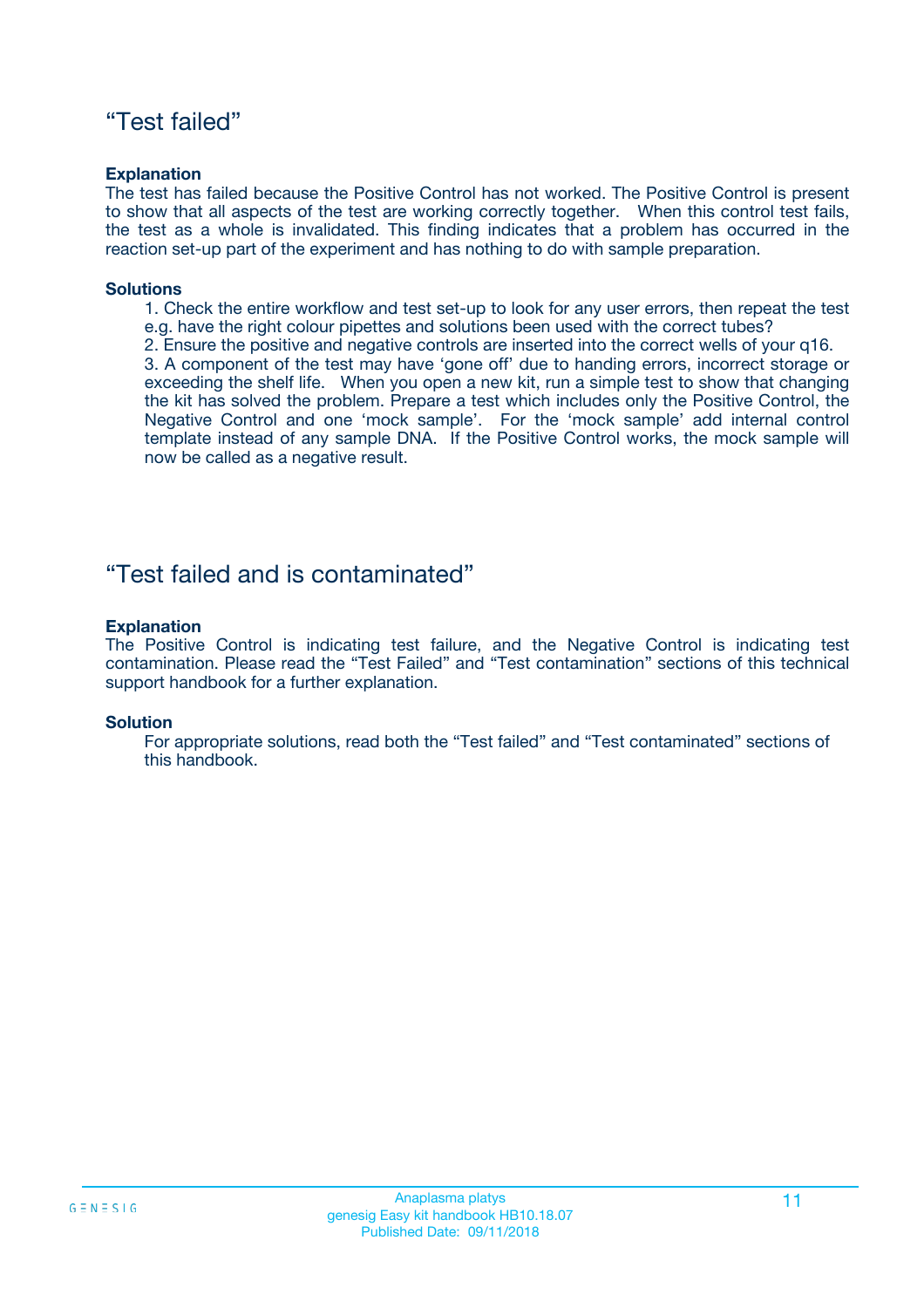## “Test failed”

**Explanation**

The test has failed because the Positive Control has not worked. The Positive Control is present to show that all aspects of the test are working correctly together. When this control test fails, the test as a whole is invalidated. This finding indicates that a problem has occurred in the reaction set-up part of the experiment and has nothing to do with sample preparation.

**Solutions**

1. Check the entire workflow and test set-up to look for any user errors, then repeat the test e.g. have the right colour pipettes and solutions been used with the correct tubes?
2. Ensure the positive and negative controls are inserted into the correct wells of your q16.
3. A component of the test may have ‘gone off’ due to handing errors, incorrect storage or exceeding the shelf life. When you open a new kit, run a simple test to show that changing the kit has solved the problem. Prepare a test which includes only the Positive Control, the Negative Control and one ‘mock sample’. For the ‘mock sample’ add internal control template instead of any sample DNA. If the Positive Control works, the mock sample will now be called as a negative result.

## “Test failed and is contaminated”

**Explanation**

The Positive Control is indicating test failure, and the Negative Control is indicating test contamination. Please read the “Test Failed” and “Test contamination” sections of this technical support handbook for a further explanation.

**Solution**

For appropriate solutions, read both the “Test failed” and “Test contaminated” sections of this handbook.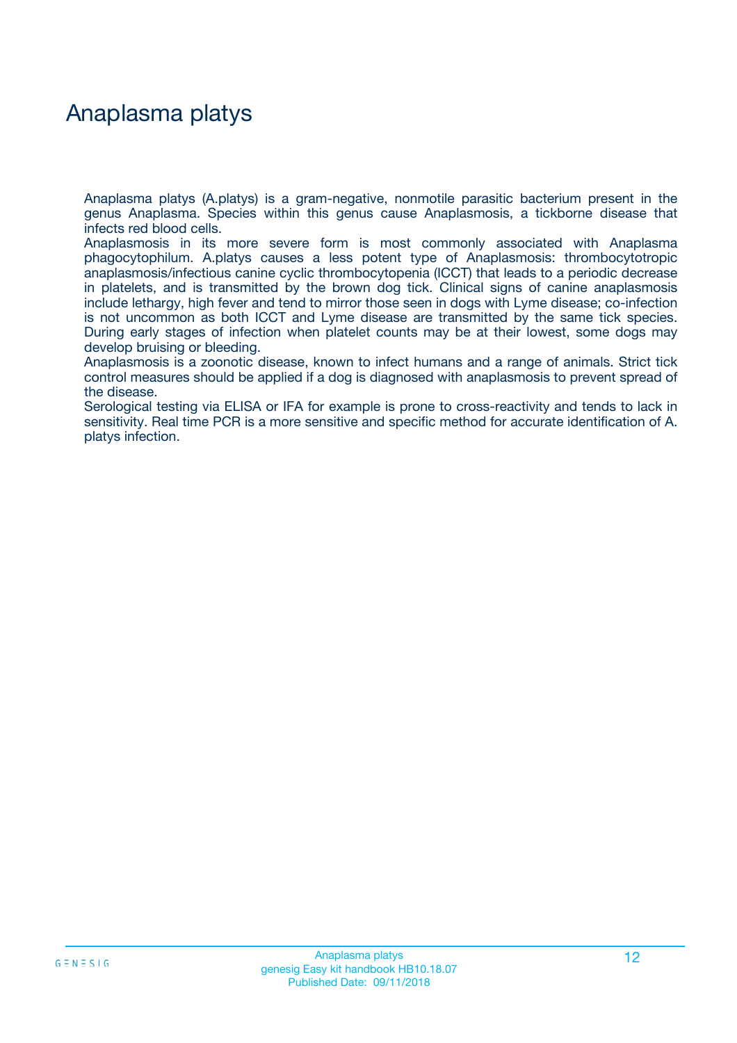# Anaplasma platys

Anaplasma platys (A.platys) is a gram-negative, nonmotile parasitic bacterium present in the genus Anaplasma. Species within this genus cause Anaplasmosis, a tickborne disease that infects red blood cells.

Anaplasmosis in its more severe form is most commonly associated with Anaplasma phagocytophilum. A.platys causes a less potent type of Anaplasmosis: thrombocytotropic anaplasmosis/infectious canine cyclic thrombocytopenia (ICCT) that leads to a periodic decrease in platelets, and is transmitted by the brown dog tick. Clinical signs of canine anaplasmosis include lethargy, high fever and tend to mirror those seen in dogs with Lyme disease; co-infection is not uncommon as both ICCT and Lyme disease are transmitted by the same tick species. During early stages of infection when platelet counts may be at their lowest, some dogs may develop bruising or bleeding.

Anaplasmosis is a zoonotic disease, known to infect humans and a range of animals. Strict tick control measures should be applied if a dog is diagnosed with anaplasmosis to prevent spread of the disease.

Serological testing via ELISA or IFA for example is prone to cross-reactivity and tends to lack in sensitivity. Real time PCR is a more sensitive and specific method for accurate identification of A. platys infection.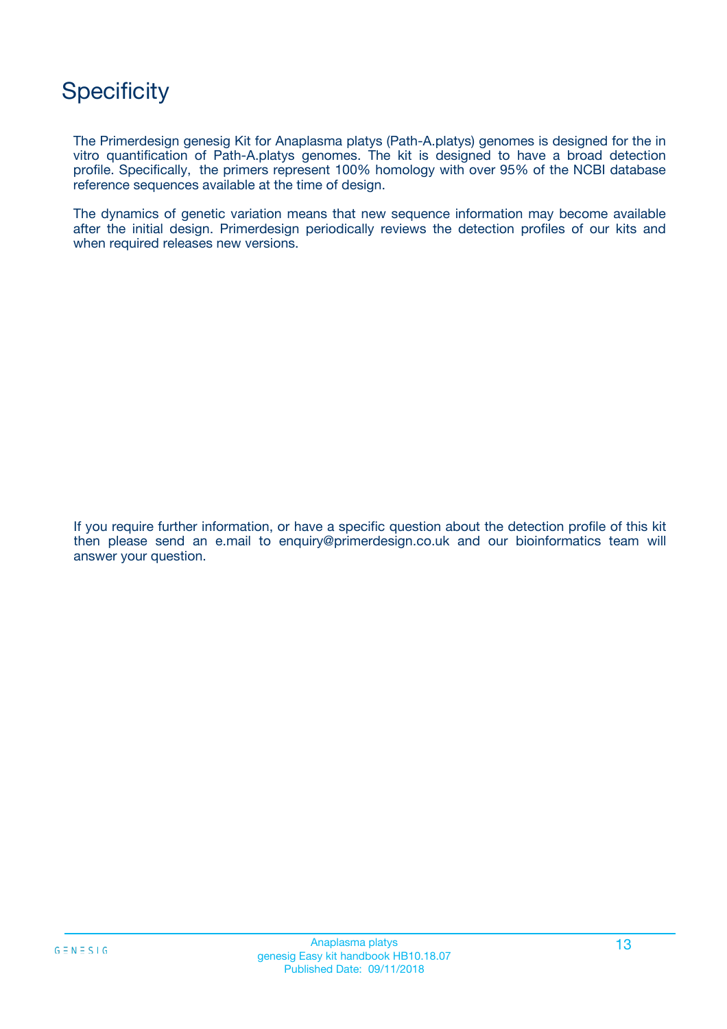# Specificity

The Primerdesign genesig Kit for Anaplasma platys (Path-A.platys) genomes is designed for the in vitro quantification of Path-A.platys genomes. The kit is designed to have a broad detection profile. Specifically, the primers represent 100% homology with over 95% of the NCBI database reference sequences available at the time of design.

The dynamics of genetic variation means that new sequence information may become available after the initial design. Primerdesign periodically reviews the detection profiles of our kits and when required releases new versions.

If you require further information, or have a specific question about the detection profile of this kit then please send an e.mail to enquiry@primerdesign.co.uk and our bioinformatics team will answer your question.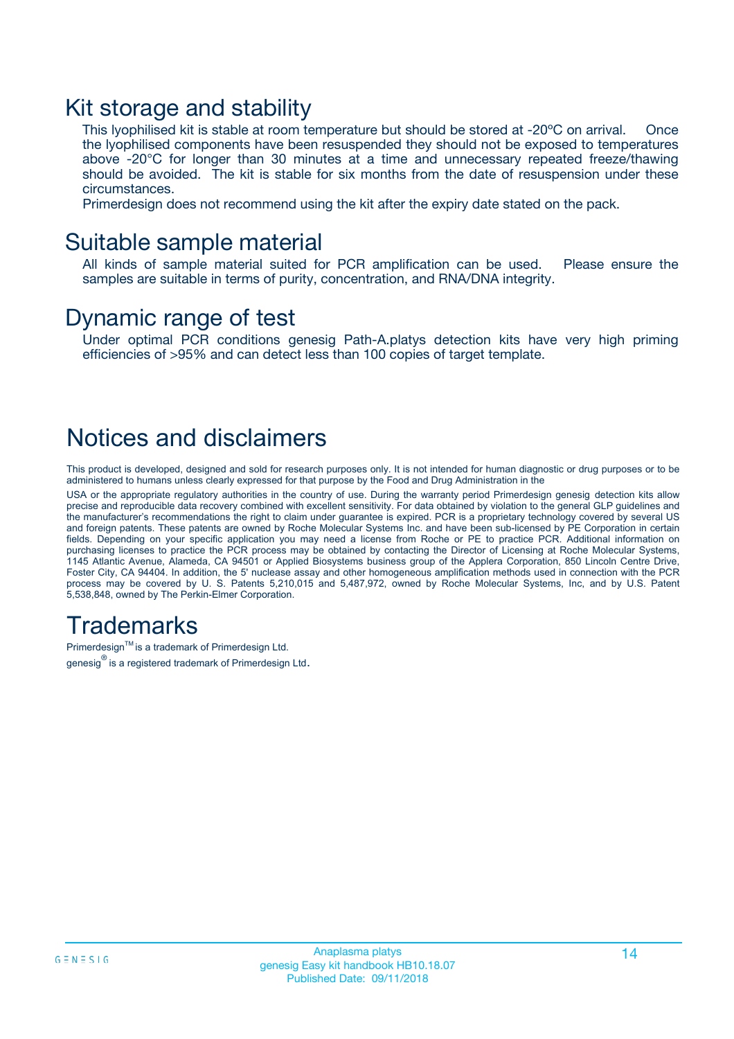## Kit storage and stability

This lyophilised kit is stable at room temperature but should be stored at -20ºC on arrival. Once the lyophilised components have been resuspended they should not be exposed to temperatures above -20°C for longer than 30 minutes at a time and unnecessary repeated freeze/thawing should be avoided. The kit is stable for six months from the date of resuspension under these circumstances.

Primerdesign does not recommend using the kit after the expiry date stated on the pack.

## Suitable sample material

All kinds of sample material suited for PCR amplification can be used. Please ensure the samples are suitable in terms of purity, concentration, and RNA/DNA integrity.

## Dynamic range of test

Under optimal PCR conditions genesig Path-A.platys detection kits have very high priming efficiencies of >95% and can detect less than 100 copies of target template.

# Notices and disclaimers

This product is developed, designed and sold for research purposes only. It is not intended for human diagnostic or drug purposes or to be administered to humans unless clearly expressed for that purpose by the Food and Drug Administration in the

USA or the appropriate regulatory authorities in the country of use. During the warranty period Primerdesign genesig detection kits allow precise and reproducible data recovery combined with excellent sensitivity. For data obtained by violation to the general GLP guidelines and the manufacturer's recommendations the right to claim under guarantee is expired. PCR is a proprietary technology covered by several US and foreign patents. These patents are owned by Roche Molecular Systems Inc. and have been sub-licensed by PE Corporation in certain fields. Depending on your specific application you may need a license from Roche or PE to practice PCR. Additional information on purchasing licenses to practice the PCR process may be obtained by contacting the Director of Licensing at Roche Molecular Systems, 1145 Atlantic Avenue, Alameda, CA 94501 or Applied Biosystems business group of the Applera Corporation, 850 Lincoln Centre Drive, Foster City, CA 94404. In addition, the 5' nuclease assay and other homogeneous amplification methods used in connection with the PCR process may be covered by U. S. Patents 5,210,015 and 5,487,972, owned by Roche Molecular Systems, Inc, and by U.S. Patent 5,538,848, owned by The Perkin-Elmer Corporation.

# Trademarks

Primerdesign™ is a trademark of Primerdesign Ltd.

genesig® is a registered trademark of Primerdesign Ltd.